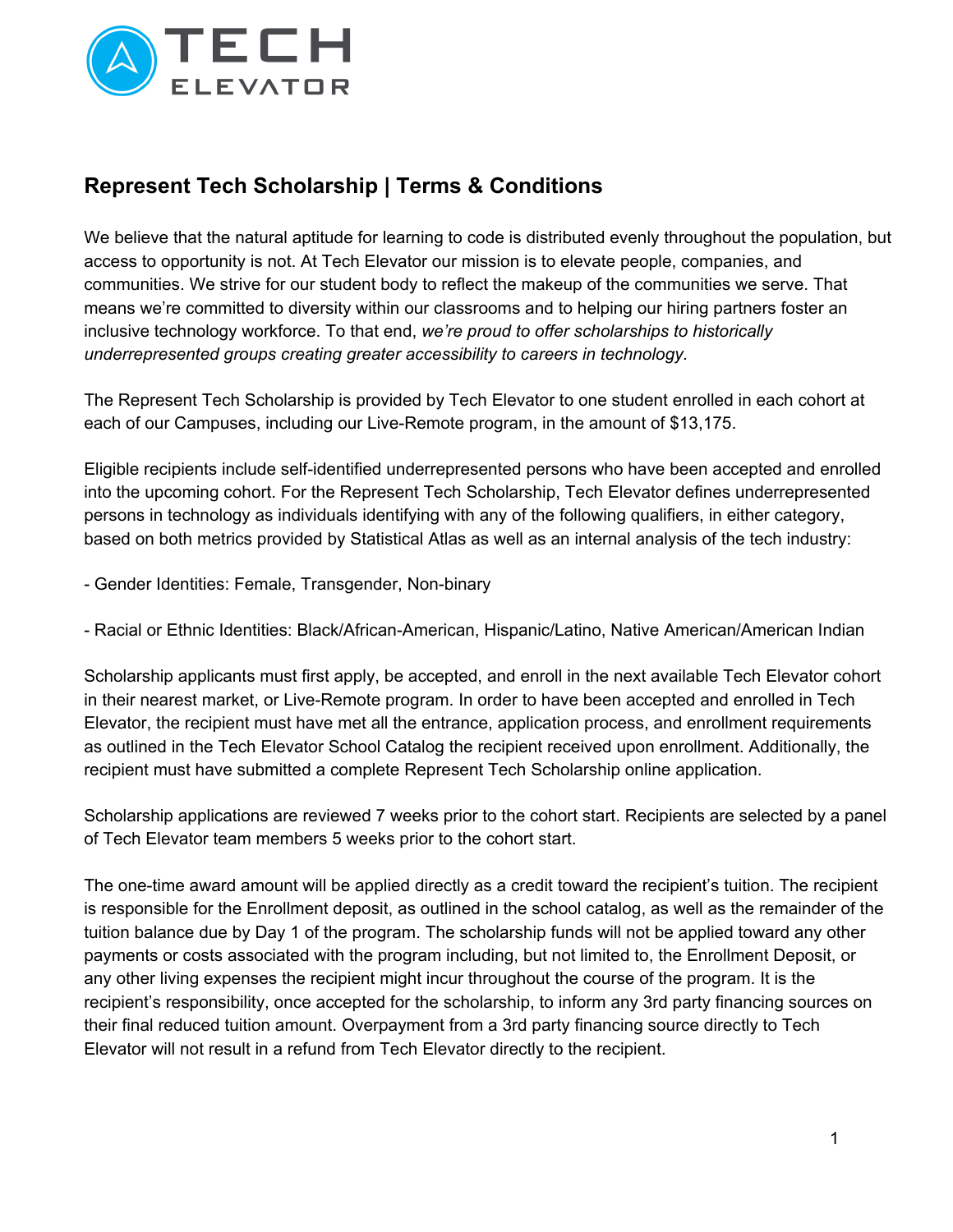## Represent Tech Scholarship | Terms & Conditions

We believe that the natural aptitude for learning to code is distributed evenly throughout the population, but access to opportunity is not. At Tech Elevator our mission is to elevate people, companies, and communities. We strive for our student body to reflect the makeup of the communities we serve. That means we're committed to diversity within our classrooms and to helping our hiring partners foster an inclusive technology workforce. To that end, *we're proud to offer scholarships to historically underrepresented groups creating greater accessibility to careers in technology*.

The Represent Tech Scholarship is provided by Tech Elevator to one student enrolled in each cohort at each of our Campuses, including our Live-Remote program, in the amount of $13,175.

Eligible recipients include self-identified underrepresented persons who have been accepted and enrolled into the upcoming cohort. For the Represent Tech Scholarship, Tech Elevator defines underrepresented persons in technology as individuals identifying with any of the following qualifiers, in either category, based on both metrics provided by Statistical Atlas as well as an internal analysis of the tech industry:

- Gender Identities: Female, Transgender, Non-binary

- Racial or Ethnic Identities: Black/African-American, Hispanic/Latino, Native American/American Indian

Scholarship applicants must first apply, be accepted, and enroll in the next available Tech Elevator cohort in their nearest market, or Live-Remote program. In order to have been accepted and enrolled in Tech Elevator, the recipient must have met all the entrance, application process, and enrollment requirements as outlined in the Tech Elevator School Catalog the recipient received upon enrollment. Additionally, the recipient must have submitted a complete Represent Tech Scholarship online application.

Scholarship applications are reviewed 7 weeks prior to the cohort start. Recipients are selected by a panel of Tech Elevator team members 5 weeks prior to the cohort start.

The one-time award amount will be applied directly as a credit toward the recipient's tuition. The recipient is responsible for the Enrollment deposit, as outlined in the school catalog, as well as the remainder of the tuition balance due by Day 1 of the program. The scholarship funds will not be applied toward any other payments or costs associated with the program including, but not limited to, the Enrollment Deposit, or any other living expenses the recipient might incur throughout the course of the program. It is the recipient's responsibility, once accepted for the scholarship, to inform any 3rd party financing sources on their final reduced tuition amount. Overpayment from a 3rd party financing source directly to Tech Elevator will not result in a refund from Tech Elevator directly to the recipient.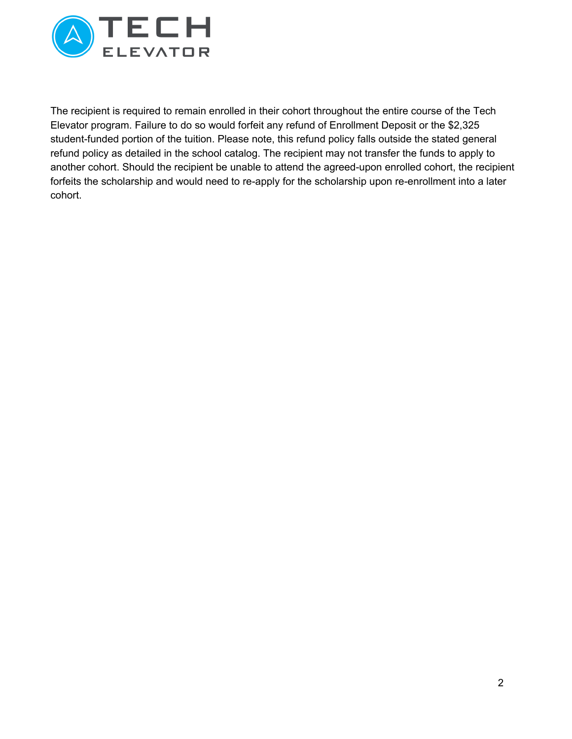The recipient is required to remain enrolled in their cohort throughout the entire course of the Tech Elevator program. Failure to do so would forfeit any refund of Enrollment Deposit or the $2,325 student-funded portion of the tuition. Please note, this refund policy falls outside the stated general refund policy as detailed in the school catalog. The recipient may not transfer the funds to apply to another cohort. Should the recipient be unable to attend the agreed-upon enrolled cohort, the recipient forfeits the scholarship and would need to re-apply for the scholarship upon re-enrollment into a later cohort.